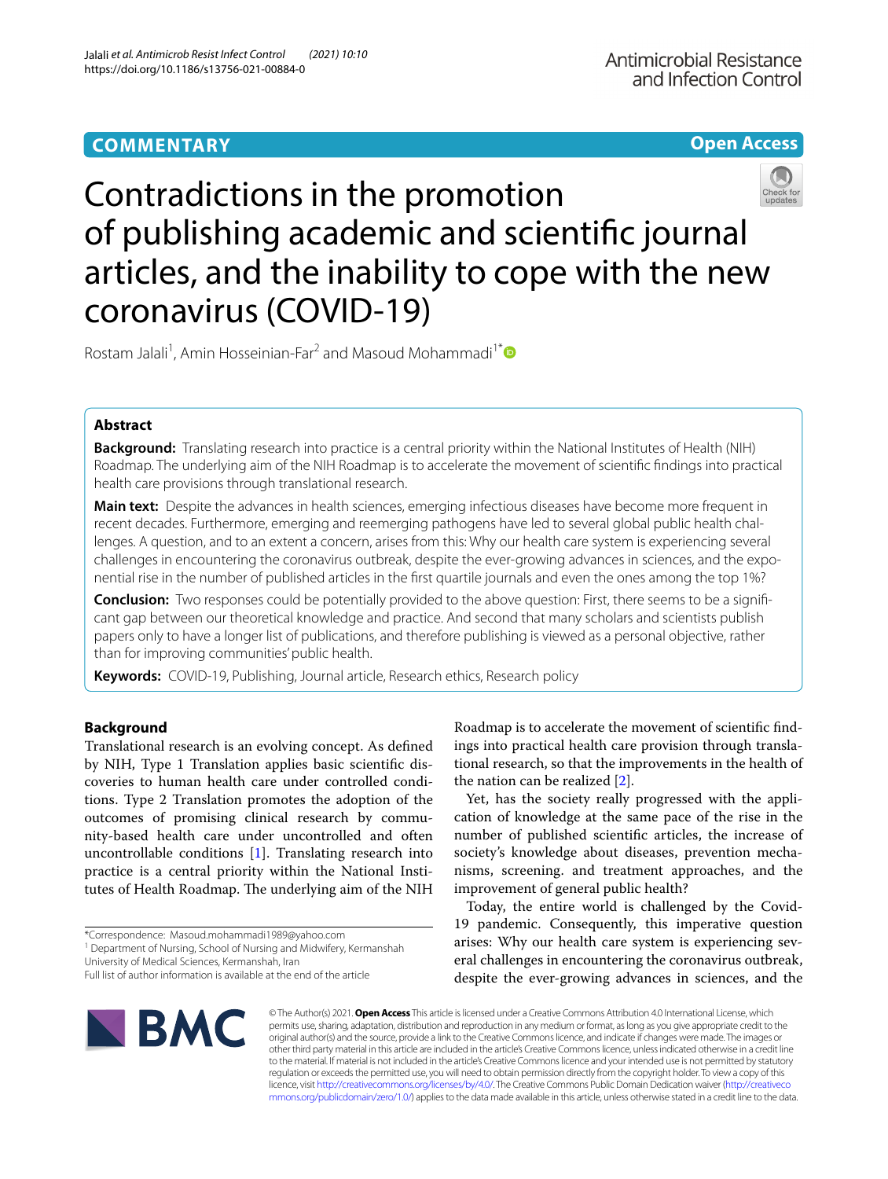COMMENTARY

Open Access

# Contradictions in the promotion of publishing academic and scientific journal articles, and the inability to cope with the new coronavirus (COVID-19)

Rostam Jalali[1], Amin Hosseinian-Far[2] and Masoud Mohammadi[1*]

## Abstract

**Background:** Translating research into practice is a central priority within the National Institutes of Health (NIH) Roadmap. The underlying aim of the NIH Roadmap is to accelerate the movement of scientific findings into practical health care provisions through translational research.

**Main text:** Despite the advances in health sciences, emerging infectious diseases have become more frequent in recent decades. Furthermore, emerging and reemerging pathogens have led to several global public health challenges. A question, and to an extent a concern, arises from this: Why our health care system is experiencing several challenges in encountering the coronavirus outbreak, despite the ever-growing advances in sciences, and the exponential rise in the number of published articles in the first quartile journals and even the ones among the top 1%?

**Conclusion:** Two responses could be potentially provided to the above question: First, there seems to be a significant gap between our theoretical knowledge and practice. And second that many scholars and scientists publish papers only to have a longer list of publications, and therefore publishing is viewed as a personal objective, rather than for improving communities' public health.

**Keywords:** COVID-19, Publishing, Journal article, Research ethics, Research policy

## Background

Translational research is an evolving concept. As defined by NIH, Type 1 Translation applies basic scientific discoveries to human health care under controlled conditions. Type 2 Translation promotes the adoption of the outcomes of promising clinical research by community-based health care under uncontrolled and often uncontrollable conditions [1]. Translating research into practice is a central priority within the National Institutes of Health Roadmap. The underlying aim of the NIH Roadmap is to accelerate the movement of scientific findings into practical health care provision through translational research, so that the improvements in the health of the nation can be realized [2].

Yet, has the society really progressed with the application of knowledge at the same pace of the rise in the number of published scientific articles, the increase of society's knowledge about diseases, prevention mechanisms, screening. and treatment approaches, and the improvement of general public health?

Today, the entire world is challenged by the Covid-19 pandemic. Consequently, this imperative question arises: Why our health care system is experiencing several challenges in encountering the coronavirus outbreak, despite the ever-growing advances in sciences, and the

*Correspondence: Masoud.mohammadi1989@yahoo.com

[1] Department of Nursing, School of Nursing and Midwifery, Kermanshah University of Medical Sciences, Kermanshah, Iran

Full list of author information is available at the end of the article

© The Author(s) 2021. **Open Access** This article is licensed under a Creative Commons Attribution 4.0 International License, which permits use, sharing, adaptation, distribution and reproduction in any medium or format, as long as you give appropriate credit to the original author(s) and the source, provide a link to the Creative Commons licence, and indicate if changes were made. The images or other third party material in this article are included in the article's Creative Commons licence, unless indicated otherwise in a credit line to the material. If material is not included in the article's Creative Commons licence and your intended use is not permitted by statutory regulation or exceeds the permitted use, you will need to obtain permission directly from the copyright holder. To view a copy of this licence, visit http://creativecommons.org/licenses/by/4.0/. The Creative Commons Public Domain Dedication waiver (http://creativecommons.org/publicdomain/zero/1.0/) applies to the data made available in this article, unless otherwise stated in a credit line to the data.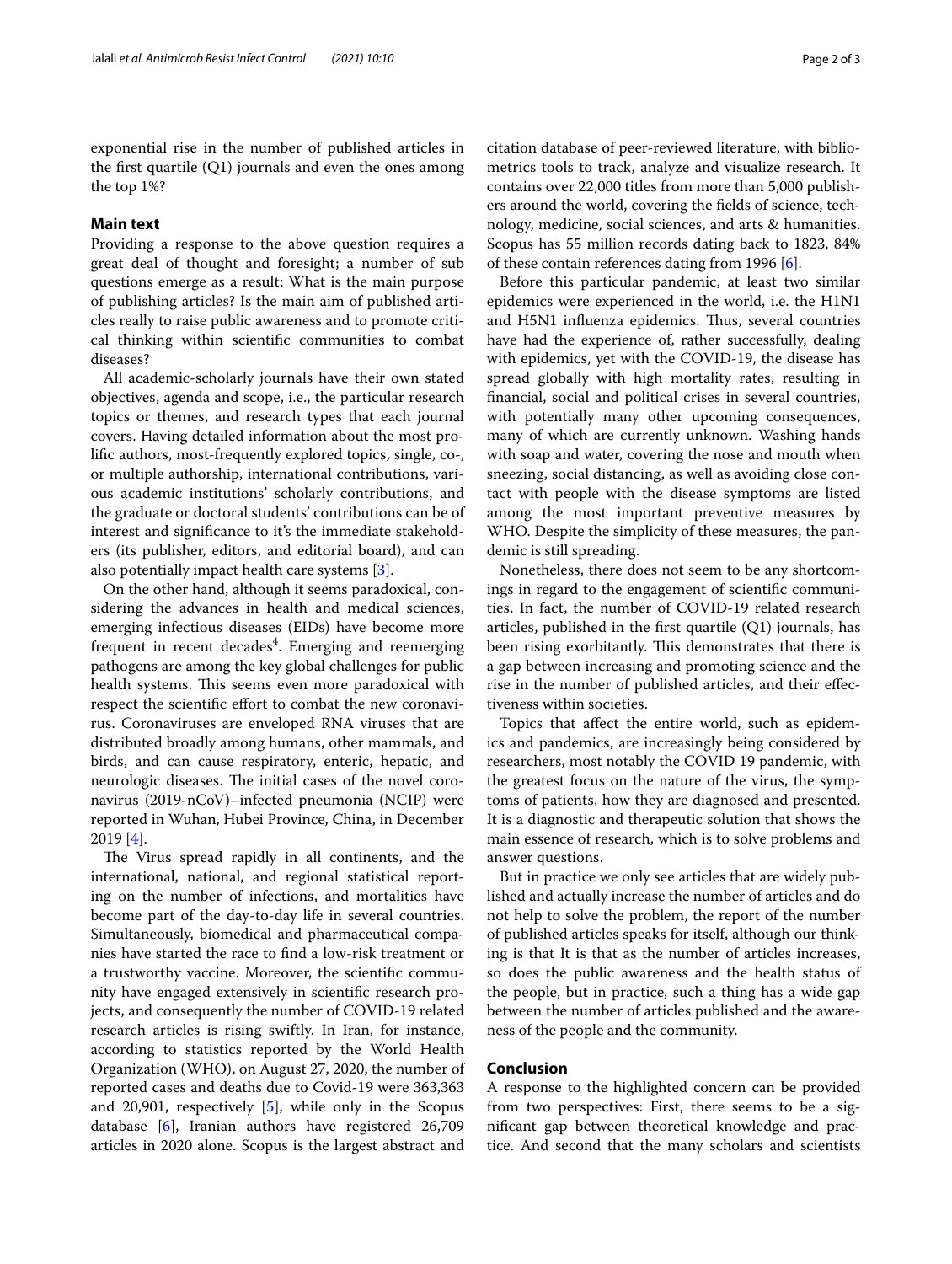exponential rise in the number of published articles in the first quartile (Q1) journals and even the ones among the top 1%?

## Main text

Providing a response to the above question requires a great deal of thought and foresight; a number of sub questions emerge as a result: What is the main purpose of publishing articles? Is the main aim of published articles really to raise public awareness and to promote critical thinking within scientific communities to combat diseases?

All academic-scholarly journals have their own stated objectives, agenda and scope, i.e., the particular research topics or themes, and research types that each journal covers. Having detailed information about the most prolific authors, most-frequently explored topics, single, co-, or multiple authorship, international contributions, various academic institutions' scholarly contributions, and the graduate or doctoral students' contributions can be of interest and significance to it's the immediate stakeholders (its publisher, editors, and editorial board), and can also potentially impact health care systems [3].

On the other hand, although it seems paradoxical, considering the advances in health and medical sciences, emerging infectious diseases (EIDs) have become more frequent in recent decades[4]. Emerging and reemerging pathogens are among the key global challenges for public health systems. This seems even more paradoxical with respect the scientific effort to combat the new coronavirus. Coronaviruses are enveloped RNA viruses that are distributed broadly among humans, other mammals, and birds, and can cause respiratory, enteric, hepatic, and neurologic diseases. The initial cases of the novel coronavirus (2019-nCoV)–infected pneumonia (NCIP) were reported in Wuhan, Hubei Province, China, in December 2019 [4].

The Virus spread rapidly in all continents, and the international, national, and regional statistical reporting on the number of infections, and mortalities have become part of the day-to-day life in several countries. Simultaneously, biomedical and pharmaceutical companies have started the race to find a low-risk treatment or a trustworthy vaccine. Moreover, the scientific community have engaged extensively in scientific research projects, and consequently the number of COVID-19 related research articles is rising swiftly. In Iran, for instance, according to statistics reported by the World Health Organization (WHO), on August 27, 2020, the number of reported cases and deaths due to Covid-19 were 363,363 and 20,901, respectively [5], while only in the Scopus database [6], Iranian authors have registered 26,709 articles in 2020 alone. Scopus is the largest abstract and citation database of peer-reviewed literature, with bibliometrics tools to track, analyze and visualize research. It contains over 22,000 titles from more than 5,000 publishers around the world, covering the fields of science, technology, medicine, social sciences, and arts & humanities. Scopus has 55 million records dating back to 1823, 84% of these contain references dating from 1996 [6].

Before this particular pandemic, at least two similar epidemics were experienced in the world, i.e. the H1N1 and H5N1 influenza epidemics. Thus, several countries have had the experience of, rather successfully, dealing with epidemics, yet with the COVID-19, the disease has spread globally with high mortality rates, resulting in financial, social and political crises in several countries, with potentially many other upcoming consequences, many of which are currently unknown. Washing hands with soap and water, covering the nose and mouth when sneezing, social distancing, as well as avoiding close contact with people with the disease symptoms are listed among the most important preventive measures by WHO. Despite the simplicity of these measures, the pandemic is still spreading.

Nonetheless, there does not seem to be any shortcomings in regard to the engagement of scientific communities. In fact, the number of COVID-19 related research articles, published in the first quartile (Q1) journals, has been rising exorbitantly. This demonstrates that there is a gap between increasing and promoting science and the rise in the number of published articles, and their effectiveness within societies.

Topics that affect the entire world, such as epidemics and pandemics, are increasingly being considered by researchers, most notably the COVID 19 pandemic, with the greatest focus on the nature of the virus, the symptoms of patients, how they are diagnosed and presented. It is a diagnostic and therapeutic solution that shows the main essence of research, which is to solve problems and answer questions.

But in practice we only see articles that are widely published and actually increase the number of articles and do not help to solve the problem, the report of the number of published articles speaks for itself, although our thinking is that It is that as the number of articles increases, so does the public awareness and the health status of the people, but in practice, such a thing has a wide gap between the number of articles published and the awareness of the people and the community.

## Conclusion

A response to the highlighted concern can be provided from two perspectives: First, there seems to be a significant gap between theoretical knowledge and practice. And second that the many scholars and scientists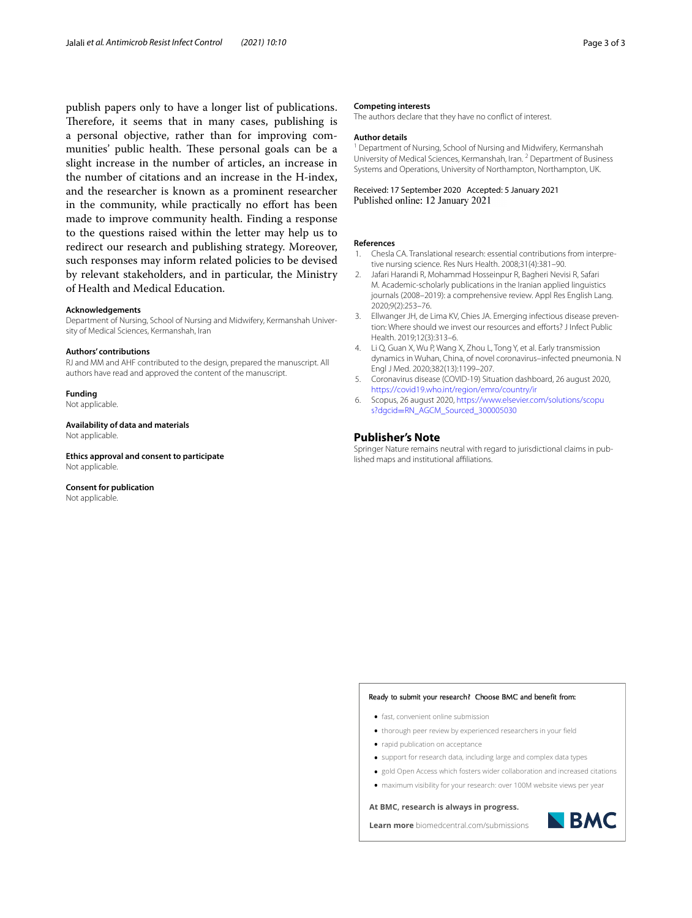publish papers only to have a longer list of publications. Therefore, it seems that in many cases, publishing is a personal objective, rather than for improving communities' public health. These personal goals can be a slight increase in the number of articles, an increase in the number of citations and an increase in the H-index, and the researcher is known as a prominent researcher in the community, while practically no effort has been made to improve community health. Finding a response to the questions raised within the letter may help us to redirect our research and publishing strategy. Moreover, such responses may inform related policies to be devised by relevant stakeholders, and in particular, the Ministry of Health and Medical Education.

**Acknowledgements**
Department of Nursing, School of Nursing and Midwifery, Kermanshah University of Medical Sciences, Kermanshah, Iran

**Authors' contributions**
RJ and MM and AHF contributed to the design, prepared the manuscript. All authors have read and approved the content of the manuscript.

**Funding**
Not applicable.

**Availability of data and materials**
Not applicable.

**Ethics approval and consent to participate**
Not applicable.

**Consent for publication**
Not applicable.

**Competing interests**
The authors declare that they have no conflict of interest.

**Author details**
[1] Department of Nursing, School of Nursing and Midwifery, Kermanshah University of Medical Sciences, Kermanshah, Iran. [2] Department of Business Systems and Operations, University of Northampton, Northampton, UK.

Received: 17 September 2020 Accepted: 5 January 2021
Published online: 12 January 2021

**References**

1. Chesla CA. Translational research: essential contributions from interpretive nursing science. Res Nurs Health. 2008;31(4):381–90.
2. Jafari Harandi R, Mohammad Hosseinpur R, Bagheri Nevisi R, Safari M. Academic-scholarly publications in the Iranian applied linguistics journals (2008–2019): a comprehensive review. Appl Res English Lang. 2020;9(2):253–76.
3. Ellwanger JH, de Lima KV, Chies JA. Emerging infectious disease prevention: Where should we invest our resources and efforts? J Infect Public Health. 2019;12(3):313–6.
4. Li Q, Guan X, Wu P, Wang X, Zhou L, Tong Y, et al. Early transmission dynamics in Wuhan, China, of novel coronavirus–infected pneumonia. N Engl J Med. 2020;382(13):1199–207.
5. Coronavirus disease (COVID-19) Situation dashboard, 26 august 2020, https://covid19.who.int/region/emro/country/ir
6. Scopus, 26 august 2020, https://www.elsevier.com/solutions/scopus?dgcid=RN_AGCM_Sourced_300005030

## Publisher's Note

Springer Nature remains neutral with regard to jurisdictional claims in published maps and institutional affiliations.

Ready to submit your research? Choose BMC and benefit from:

- fast, convenient online submission
- thorough peer review by experienced researchers in your field
- rapid publication on acceptance
- support for research data, including large and complex data types
- gold Open Access which fosters wider collaboration and increased citations
- maximum visibility for your research: over 100M website views per year

**At BMC, research is always in progress.**

**Learn more** biomedcentral.com/submissions

BMC